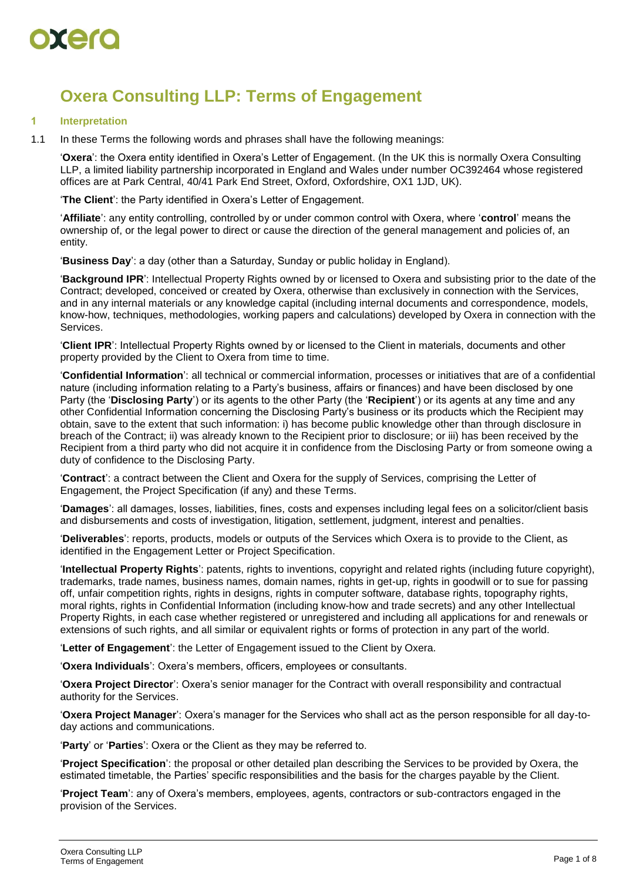# Oxera Consulting LLP: Terms of Engagement

## 1 Interpretation

1.1 In these Terms the following words and phrases shall have the following meanings:

'**Oxera**': the Oxera entity identified in Oxera's Letter of Engagement. (In the UK this is normally Oxera Consulting LLP, a limited liability partnership incorporated in England and Wales under number OC392464 whose registered offices are at Park Central, 40/41 Park End Street, Oxford, Oxfordshire, OX1 1JD, UK).

'**The Client**': the Party identified in Oxera's Letter of Engagement.

'**Affiliate**': any entity controlling, controlled by or under common control with Oxera, where '**control**' means the ownership of, or the legal power to direct or cause the direction of the general management and policies of, an entity.

'**Business Day**': a day (other than a Saturday, Sunday or public holiday in England).

'**Background IPR**': Intellectual Property Rights owned by or licensed to Oxera and subsisting prior to the date of the Contract; developed, conceived or created by Oxera, otherwise than exclusively in connection with the Services, and in any internal materials or any knowledge capital (including internal documents and correspondence, models, know-how, techniques, methodologies, working papers and calculations) developed by Oxera in connection with the Services.

'**Client IPR**': Intellectual Property Rights owned by or licensed to the Client in materials, documents and other property provided by the Client to Oxera from time to time.

'**Confidential Information**': all technical or commercial information, processes or initiatives that are of a confidential nature (including information relating to a Party's business, affairs or finances) and have been disclosed by one Party (the '**Disclosing Party**') or its agents to the other Party (the '**Recipient**') or its agents at any time and any other Confidential Information concerning the Disclosing Party's business or its products which the Recipient may obtain, save to the extent that such information: i) has become public knowledge other than through disclosure in breach of the Contract; ii) was already known to the Recipient prior to disclosure; or iii) has been received by the Recipient from a third party who did not acquire it in confidence from the Disclosing Party or from someone owing a duty of confidence to the Disclosing Party.

'**Contract**': a contract between the Client and Oxera for the supply of Services, comprising the Letter of Engagement, the Project Specification (if any) and these Terms.

'**Damages**': all damages, losses, liabilities, fines, costs and expenses including legal fees on a solicitor/client basis and disbursements and costs of investigation, litigation, settlement, judgment, interest and penalties.

'**Deliverables**': reports, products, models or outputs of the Services which Oxera is to provide to the Client, as identified in the Engagement Letter or Project Specification.

'**Intellectual Property Rights**': patents, rights to inventions, copyright and related rights (including future copyright), trademarks, trade names, business names, domain names, rights in get-up, rights in goodwill or to sue for passing off, unfair competition rights, rights in designs, rights in computer software, database rights, topography rights, moral rights, rights in Confidential Information (including know-how and trade secrets) and any other Intellectual Property Rights, in each case whether registered or unregistered and including all applications for and renewals or extensions of such rights, and all similar or equivalent rights or forms of protection in any part of the world.

'**Letter of Engagement**': the Letter of Engagement issued to the Client by Oxera.

'**Oxera Individuals**': Oxera's members, officers, employees or consultants.

'**Oxera Project Director**': Oxera's senior manager for the Contract with overall responsibility and contractual authority for the Services.

'**Oxera Project Manager**': Oxera's manager for the Services who shall act as the person responsible for all day-to-day actions and communications.

'**Party**' or '**Parties**': Oxera or the Client as they may be referred to.

'**Project Specification**': the proposal or other detailed plan describing the Services to be provided by Oxera, the estimated timetable, the Parties' specific responsibilities and the basis for the charges payable by the Client.

'**Project Team**': any of Oxera's members, employees, agents, contractors or sub-contractors engaged in the provision of the Services.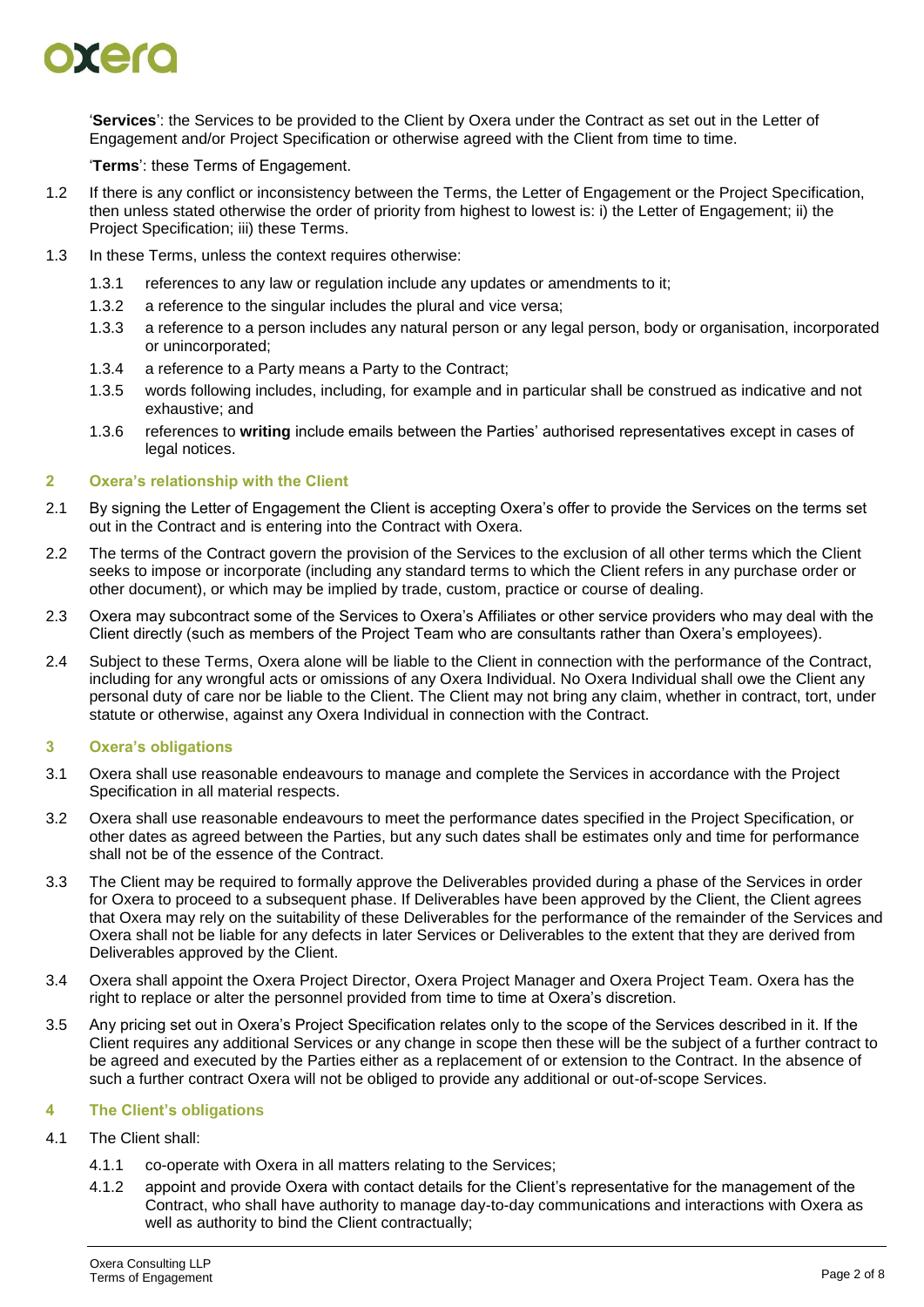'**Services**': the Services to be provided to the Client by Oxera under the Contract as set out in the Letter of Engagement and/or Project Specification or otherwise agreed with the Client from time to time.

'**Terms**': these Terms of Engagement.

1.2 If there is any conflict or inconsistency between the Terms, the Letter of Engagement or the Project Specification, then unless stated otherwise the order of priority from highest to lowest is: i) the Letter of Engagement; ii) the Project Specification; iii) these Terms.

1.3 In these Terms, unless the context requires otherwise:

1.3.1 references to any law or regulation include any updates or amendments to it;

1.3.2 a reference to the singular includes the plural and vice versa;

1.3.3 a reference to a person includes any natural person or any legal person, body or organisation, incorporated or unincorporated;

1.3.4 a reference to a Party means a Party to the Contract;

1.3.5 words following includes, including, for example and in particular shall be construed as indicative and not exhaustive; and

1.3.6 references to **writing** include emails between the Parties' authorised representatives except in cases of legal notices.

## 2 Oxera's relationship with the Client

2.1 By signing the Letter of Engagement the Client is accepting Oxera's offer to provide the Services on the terms set out in the Contract and is entering into the Contract with Oxera.

2.2 The terms of the Contract govern the provision of the Services to the exclusion of all other terms which the Client seeks to impose or incorporate (including any standard terms to which the Client refers in any purchase order or other document), or which may be implied by trade, custom, practice or course of dealing.

2.3 Oxera may subcontract some of the Services to Oxera's Affiliates or other service providers who may deal with the Client directly (such as members of the Project Team who are consultants rather than Oxera's employees).

2.4 Subject to these Terms, Oxera alone will be liable to the Client in connection with the performance of the Contract, including for any wrongful acts or omissions of any Oxera Individual. No Oxera Individual shall owe the Client any personal duty of care nor be liable to the Client. The Client may not bring any claim, whether in contract, tort, under statute or otherwise, against any Oxera Individual in connection with the Contract.

## 3 Oxera's obligations

3.1 Oxera shall use reasonable endeavours to manage and complete the Services in accordance with the Project Specification in all material respects.

3.2 Oxera shall use reasonable endeavours to meet the performance dates specified in the Project Specification, or other dates as agreed between the Parties, but any such dates shall be estimates only and time for performance shall not be of the essence of the Contract.

3.3 The Client may be required to formally approve the Deliverables provided during a phase of the Services in order for Oxera to proceed to a subsequent phase. If Deliverables have been approved by the Client, the Client agrees that Oxera may rely on the suitability of these Deliverables for the performance of the remainder of the Services and Oxera shall not be liable for any defects in later Services or Deliverables to the extent that they are derived from Deliverables approved by the Client.

3.4 Oxera shall appoint the Oxera Project Director, Oxera Project Manager and Oxera Project Team. Oxera has the right to replace or alter the personnel provided from time to time at Oxera's discretion.

3.5 Any pricing set out in Oxera's Project Specification relates only to the scope of the Services described in it. If the Client requires any additional Services or any change in scope then these will be the subject of a further contract to be agreed and executed by the Parties either as a replacement of or extension to the Contract. In the absence of such a further contract Oxera will not be obliged to provide any additional or out-of-scope Services.

## 4 The Client's obligations

4.1 The Client shall:

4.1.1 co-operate with Oxera in all matters relating to the Services;

4.1.2 appoint and provide Oxera with contact details for the Client's representative for the management of the Contract, who shall have authority to manage day-to-day communications and interactions with Oxera as well as authority to bind the Client contractually;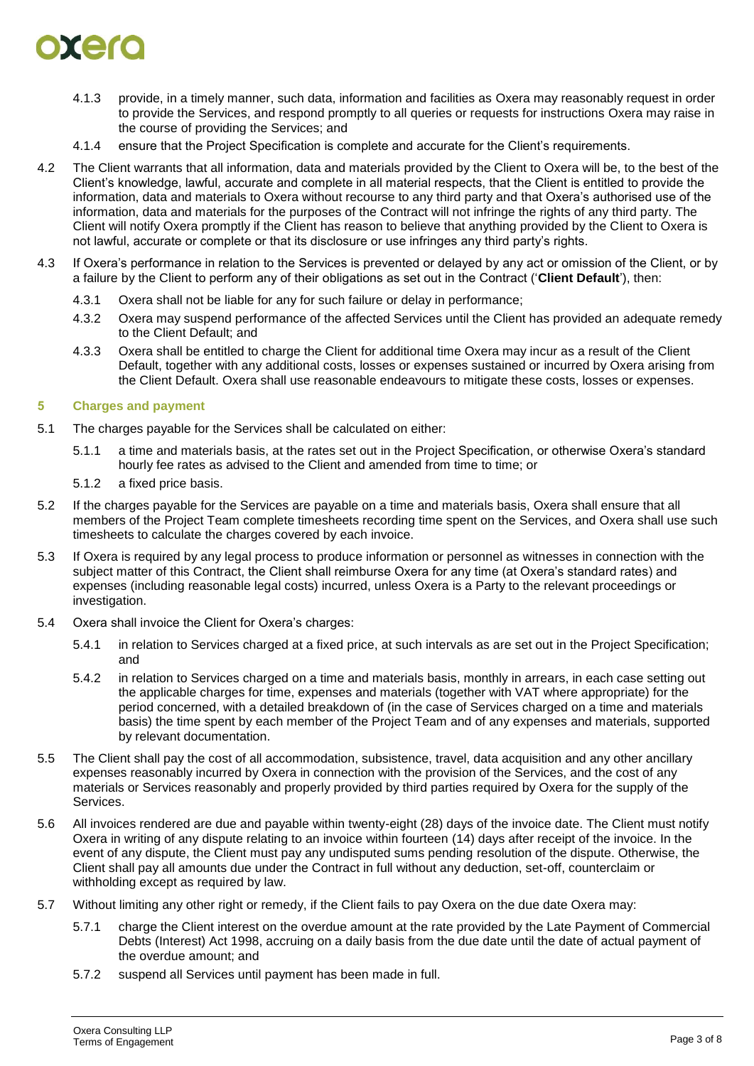4.1.3 provide, in a timely manner, such data, information and facilities as Oxera may reasonably request in order to provide the Services, and respond promptly to all queries or requests for instructions Oxera may raise in the course of providing the Services; and

4.1.4 ensure that the Project Specification is complete and accurate for the Client's requirements.

4.2 The Client warrants that all information, data and materials provided by the Client to Oxera will be, to the best of the Client's knowledge, lawful, accurate and complete in all material respects, that the Client is entitled to provide the information, data and materials to Oxera without recourse to any third party and that Oxera's authorised use of the information, data and materials for the purposes of the Contract will not infringe the rights of any third party. The Client will notify Oxera promptly if the Client has reason to believe that anything provided by the Client to Oxera is not lawful, accurate or complete or that its disclosure or use infringes any third party's rights.

4.3 If Oxera's performance in relation to the Services is prevented or delayed by any act or omission of the Client, or by a failure by the Client to perform any of their obligations as set out in the Contract ('**Client Default**'), then:

4.3.1 Oxera shall not be liable for any for such failure or delay in performance;

4.3.2 Oxera may suspend performance of the affected Services until the Client has provided an adequate remedy to the Client Default; and

4.3.3 Oxera shall be entitled to charge the Client for additional time Oxera may incur as a result of the Client Default, together with any additional costs, losses or expenses sustained or incurred by Oxera arising from the Client Default. Oxera shall use reasonable endeavours to mitigate these costs, losses or expenses.

## 5 Charges and payment

5.1 The charges payable for the Services shall be calculated on either:

5.1.1 a time and materials basis, at the rates set out in the Project Specification, or otherwise Oxera's standard hourly fee rates as advised to the Client and amended from time to time; or

5.1.2 a fixed price basis.

5.2 If the charges payable for the Services are payable on a time and materials basis, Oxera shall ensure that all members of the Project Team complete timesheets recording time spent on the Services, and Oxera shall use such timesheets to calculate the charges covered by each invoice.

5.3 If Oxera is required by any legal process to produce information or personnel as witnesses in connection with the subject matter of this Contract, the Client shall reimburse Oxera for any time (at Oxera's standard rates) and expenses (including reasonable legal costs) incurred, unless Oxera is a Party to the relevant proceedings or investigation.

5.4 Oxera shall invoice the Client for Oxera's charges:

5.4.1 in relation to Services charged at a fixed price, at such intervals as are set out in the Project Specification; and

5.4.2 in relation to Services charged on a time and materials basis, monthly in arrears, in each case setting out the applicable charges for time, expenses and materials (together with VAT where appropriate) for the period concerned, with a detailed breakdown of (in the case of Services charged on a time and materials basis) the time spent by each member of the Project Team and of any expenses and materials, supported by relevant documentation.

5.5 The Client shall pay the cost of all accommodation, subsistence, travel, data acquisition and any other ancillary expenses reasonably incurred by Oxera in connection with the provision of the Services, and the cost of any materials or Services reasonably and properly provided by third parties required by Oxera for the supply of the Services.

5.6 All invoices rendered are due and payable within twenty-eight (28) days of the invoice date. The Client must notify Oxera in writing of any dispute relating to an invoice within fourteen (14) days after receipt of the invoice. In the event of any dispute, the Client must pay any undisputed sums pending resolution of the dispute. Otherwise, the Client shall pay all amounts due under the Contract in full without any deduction, set-off, counterclaim or withholding except as required by law.

5.7 Without limiting any other right or remedy, if the Client fails to pay Oxera on the due date Oxera may:

5.7.1 charge the Client interest on the overdue amount at the rate provided by the Late Payment of Commercial Debts (Interest) Act 1998, accruing on a daily basis from the due date until the date of actual payment of the overdue amount; and

5.7.2 suspend all Services until payment has been made in full.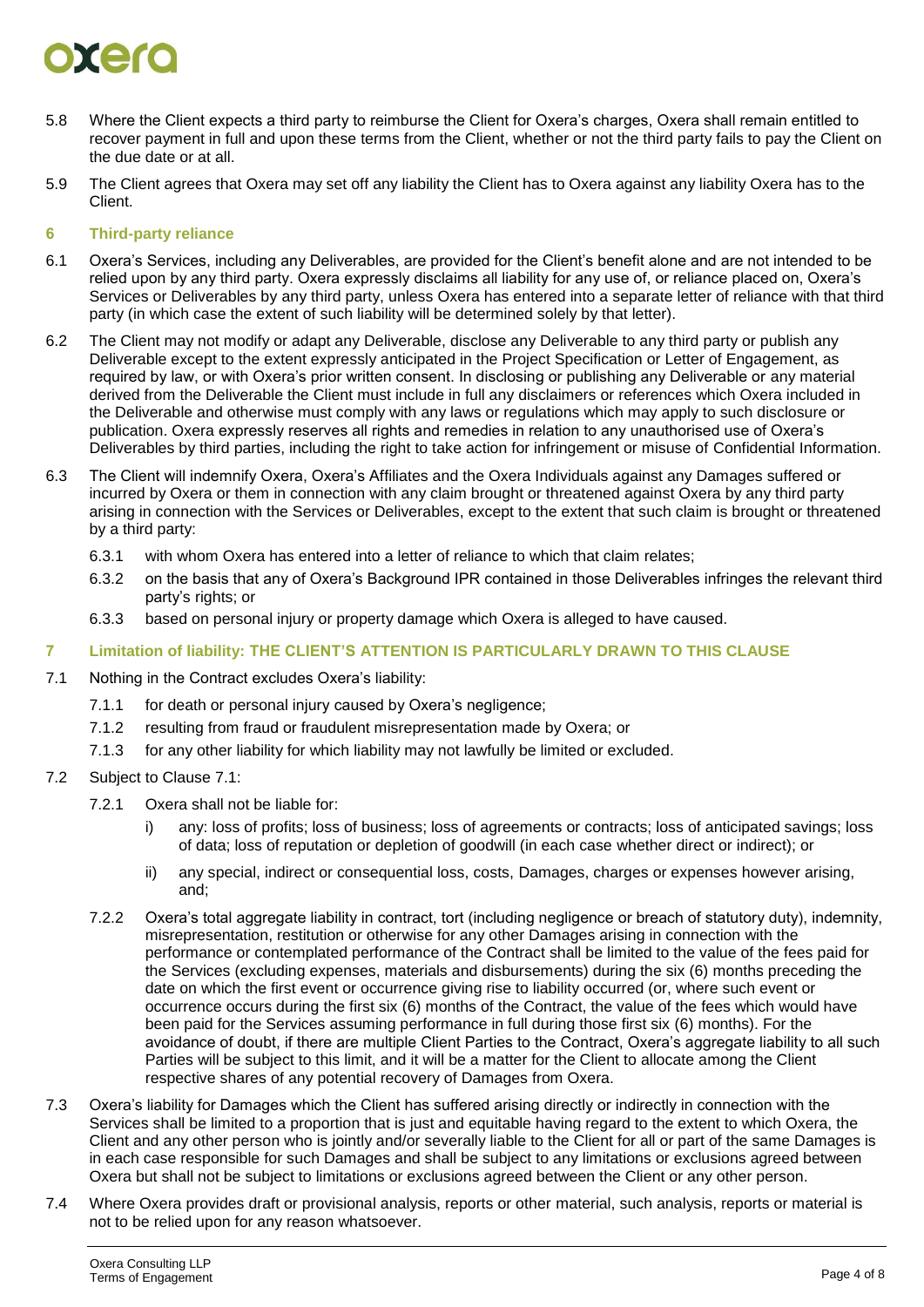5.8 Where the Client expects a third party to reimburse the Client for Oxera's charges, Oxera shall remain entitled to recover payment in full and upon these terms from the Client, whether or not the third party fails to pay the Client on the due date or at all.

5.9 The Client agrees that Oxera may set off any liability the Client has to Oxera against any liability Oxera has to the Client.

## 6 Third-party reliance

6.1 Oxera's Services, including any Deliverables, are provided for the Client's benefit alone and are not intended to be relied upon by any third party. Oxera expressly disclaims all liability for any use of, or reliance placed on, Oxera's Services or Deliverables by any third party, unless Oxera has entered into a separate letter of reliance with that third party (in which case the extent of such liability will be determined solely by that letter).

6.2 The Client may not modify or adapt any Deliverable, disclose any Deliverable to any third party or publish any Deliverable except to the extent expressly anticipated in the Project Specification or Letter of Engagement, as required by law, or with Oxera's prior written consent. In disclosing or publishing any Deliverable or any material derived from the Deliverable the Client must include in full any disclaimers or references which Oxera included in the Deliverable and otherwise must comply with any laws or regulations which may apply to such disclosure or publication. Oxera expressly reserves all rights and remedies in relation to any unauthorised use of Oxera's Deliverables by third parties, including the right to take action for infringement or misuse of Confidential Information.

6.3 The Client will indemnify Oxera, Oxera's Affiliates and the Oxera Individuals against any Damages suffered or incurred by Oxera or them in connection with any claim brought or threatened against Oxera by any third party arising in connection with the Services or Deliverables, except to the extent that such claim is brought or threatened by a third party:

6.3.1 with whom Oxera has entered into a letter of reliance to which that claim relates;

6.3.2 on the basis that any of Oxera's Background IPR contained in those Deliverables infringes the relevant third party's rights; or

6.3.3 based on personal injury or property damage which Oxera is alleged to have caused.

## 7 Limitation of liability: THE CLIENT'S ATTENTION IS PARTICULARLY DRAWN TO THIS CLAUSE

7.1 Nothing in the Contract excludes Oxera's liability:

7.1.1 for death or personal injury caused by Oxera's negligence;

7.1.2 resulting from fraud or fraudulent misrepresentation made by Oxera; or

7.1.3 for any other liability for which liability may not lawfully be limited or excluded.

7.2 Subject to Clause 7.1:

7.2.1 Oxera shall not be liable for:

i) any: loss of profits; loss of business; loss of agreements or contracts; loss of anticipated savings; loss of data; loss of reputation or depletion of goodwill (in each case whether direct or indirect); or

ii) any special, indirect or consequential loss, costs, Damages, charges or expenses however arising, and;

7.2.2 Oxera's total aggregate liability in contract, tort (including negligence or breach of statutory duty), indemnity, misrepresentation, restitution or otherwise for any other Damages arising in connection with the performance or contemplated performance of the Contract shall be limited to the value of the fees paid for the Services (excluding expenses, materials and disbursements) during the six (6) months preceding the date on which the first event or occurrence giving rise to liability occurred (or, where such event or occurrence occurs during the first six (6) months of the Contract, the value of the fees which would have been paid for the Services assuming performance in full during those first six (6) months). For the avoidance of doubt, if there are multiple Client Parties to the Contract, Oxera's aggregate liability to all such Parties will be subject to this limit, and it will be a matter for the Client to allocate among the Client respective shares of any potential recovery of Damages from Oxera.

7.3 Oxera's liability for Damages which the Client has suffered arising directly or indirectly in connection with the Services shall be limited to a proportion that is just and equitable having regard to the extent to which Oxera, the Client and any other person who is jointly and/or severally liable to the Client for all or part of the same Damages is in each case responsible for such Damages and shall be subject to any limitations or exclusions agreed between Oxera but shall not be subject to limitations or exclusions agreed between the Client or any other person.

7.4 Where Oxera provides draft or provisional analysis, reports or other material, such analysis, reports or material is not to be relied upon for any reason whatsoever.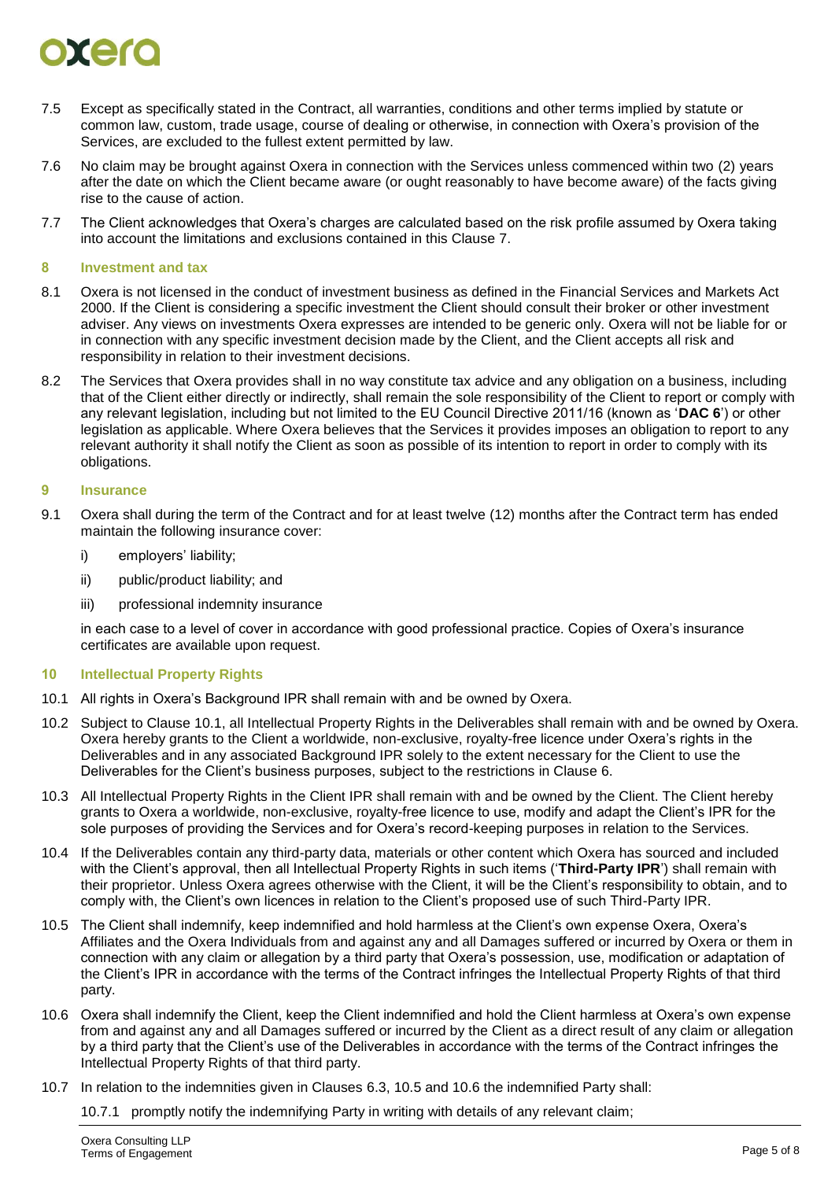7.5 Except as specifically stated in the Contract, all warranties, conditions and other terms implied by statute or common law, custom, trade usage, course of dealing or otherwise, in connection with Oxera's provision of the Services, are excluded to the fullest extent permitted by law.

7.6 No claim may be brought against Oxera in connection with the Services unless commenced within two (2) years after the date on which the Client became aware (or ought reasonably to have become aware) of the facts giving rise to the cause of action.

7.7 The Client acknowledges that Oxera's charges are calculated based on the risk profile assumed by Oxera taking into account the limitations and exclusions contained in this Clause 7.

## 8 Investment and tax

8.1 Oxera is not licensed in the conduct of investment business as defined in the Financial Services and Markets Act 2000. If the Client is considering a specific investment the Client should consult their broker or other investment adviser. Any views on investments Oxera expresses are intended to be generic only. Oxera will not be liable for or in connection with any specific investment decision made by the Client, and the Client accepts all risk and responsibility in relation to their investment decisions.

8.2 The Services that Oxera provides shall in no way constitute tax advice and any obligation on a business, including that of the Client either directly or indirectly, shall remain the sole responsibility of the Client to report or comply with any relevant legislation, including but not limited to the EU Council Directive 2011/16 (known as '**DAC 6**') or other legislation as applicable. Where Oxera believes that the Services it provides imposes an obligation to report to any relevant authority it shall notify the Client as soon as possible of its intention to report in order to comply with its obligations.

## 9 Insurance

9.1 Oxera shall during the term of the Contract and for at least twelve (12) months after the Contract term has ended maintain the following insurance cover:

i) employers' liability;

ii) public/product liability; and

iii) professional indemnity insurance

in each case to a level of cover in accordance with good professional practice. Copies of Oxera's insurance certificates are available upon request.

## 10 Intellectual Property Rights

10.1 All rights in Oxera's Background IPR shall remain with and be owned by Oxera.

10.2 Subject to Clause 10.1, all Intellectual Property Rights in the Deliverables shall remain with and be owned by Oxera. Oxera hereby grants to the Client a worldwide, non-exclusive, royalty-free licence under Oxera's rights in the Deliverables and in any associated Background IPR solely to the extent necessary for the Client to use the Deliverables for the Client's business purposes, subject to the restrictions in Clause 6.

10.3 All Intellectual Property Rights in the Client IPR shall remain with and be owned by the Client. The Client hereby grants to Oxera a worldwide, non-exclusive, royalty-free licence to use, modify and adapt the Client's IPR for the sole purposes of providing the Services and for Oxera's record-keeping purposes in relation to the Services.

10.4 If the Deliverables contain any third-party data, materials or other content which Oxera has sourced and included with the Client's approval, then all Intellectual Property Rights in such items ('**Third-Party IPR**') shall remain with their proprietor. Unless Oxera agrees otherwise with the Client, it will be the Client's responsibility to obtain, and to comply with, the Client's own licences in relation to the Client's proposed use of such Third-Party IPR.

10.5 The Client shall indemnify, keep indemnified and hold harmless at the Client's own expense Oxera, Oxera's Affiliates and the Oxera Individuals from and against any and all Damages suffered or incurred by Oxera or them in connection with any claim or allegation by a third party that Oxera's possession, use, modification or adaptation of the Client's IPR in accordance with the terms of the Contract infringes the Intellectual Property Rights of that third party.

10.6 Oxera shall indemnify the Client, keep the Client indemnified and hold the Client harmless at Oxera's own expense from and against any and all Damages suffered or incurred by the Client as a direct result of any claim or allegation by a third party that the Client's use of the Deliverables in accordance with the terms of the Contract infringes the Intellectual Property Rights of that third party.

10.7 In relation to the indemnities given in Clauses 6.3, 10.5 and 10.6 the indemnified Party shall:

10.7.1 promptly notify the indemnifying Party in writing with details of any relevant claim;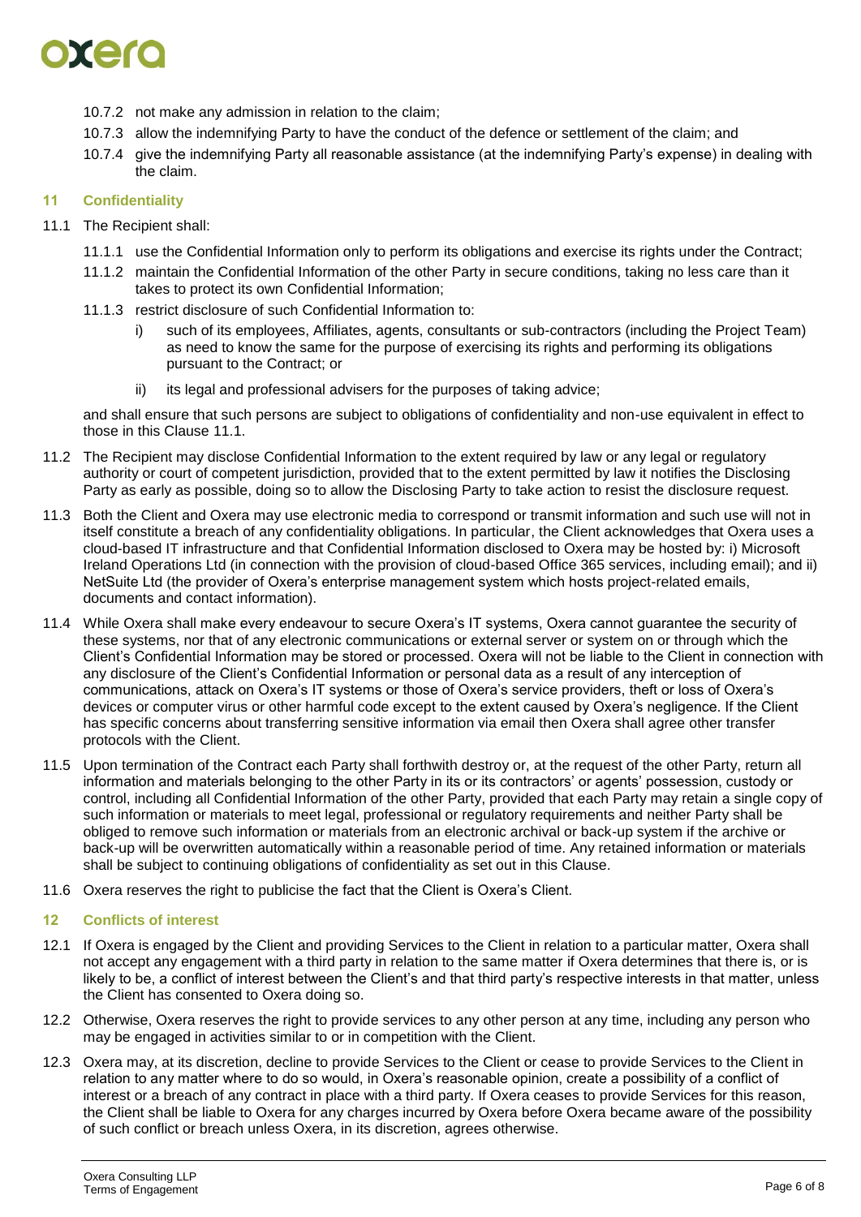10.7.2 not make any admission in relation to the claim;

10.7.3 allow the indemnifying Party to have the conduct of the defence or settlement of the claim; and

10.7.4 give the indemnifying Party all reasonable assistance (at the indemnifying Party's expense) in dealing with the claim.

## 11 Confidentiality

11.1 The Recipient shall:

11.1.1 use the Confidential Information only to perform its obligations and exercise its rights under the Contract;

11.1.2 maintain the Confidential Information of the other Party in secure conditions, taking no less care than it takes to protect its own Confidential Information;

11.1.3 restrict disclosure of such Confidential Information to:

i) such of its employees, Affiliates, agents, consultants or sub-contractors (including the Project Team) as need to know the same for the purpose of exercising its rights and performing its obligations pursuant to the Contract; or

ii) its legal and professional advisers for the purposes of taking advice;

and shall ensure that such persons are subject to obligations of confidentiality and non-use equivalent in effect to those in this Clause 11.1.

11.2 The Recipient may disclose Confidential Information to the extent required by law or any legal or regulatory authority or court of competent jurisdiction, provided that to the extent permitted by law it notifies the Disclosing Party as early as possible, doing so to allow the Disclosing Party to take action to resist the disclosure request.

11.3 Both the Client and Oxera may use electronic media to correspond or transmit information and such use will not in itself constitute a breach of any confidentiality obligations. In particular, the Client acknowledges that Oxera uses a cloud-based IT infrastructure and that Confidential Information disclosed to Oxera may be hosted by: i) Microsoft Ireland Operations Ltd (in connection with the provision of cloud-based Office 365 services, including email); and ii) NetSuite Ltd (the provider of Oxera's enterprise management system which hosts project-related emails, documents and contact information).

11.4 While Oxera shall make every endeavour to secure Oxera's IT systems, Oxera cannot guarantee the security of these systems, nor that of any electronic communications or external server or system on or through which the Client's Confidential Information may be stored or processed. Oxera will not be liable to the Client in connection with any disclosure of the Client's Confidential Information or personal data as a result of any interception of communications, attack on Oxera's IT systems or those of Oxera's service providers, theft or loss of Oxera's devices or computer virus or other harmful code except to the extent caused by Oxera's negligence. If the Client has specific concerns about transferring sensitive information via email then Oxera shall agree other transfer protocols with the Client.

11.5 Upon termination of the Contract each Party shall forthwith destroy or, at the request of the other Party, return all information and materials belonging to the other Party in its or its contractors' or agents' possession, custody or control, including all Confidential Information of the other Party, provided that each Party may retain a single copy of such information or materials to meet legal, professional or regulatory requirements and neither Party shall be obliged to remove such information or materials from an electronic archival or back-up system if the archive or back-up will be overwritten automatically within a reasonable period of time. Any retained information or materials shall be subject to continuing obligations of confidentiality as set out in this Clause.

11.6 Oxera reserves the right to publicise the fact that the Client is Oxera's Client.

## 12 Conflicts of interest

12.1 If Oxera is engaged by the Client and providing Services to the Client in relation to a particular matter, Oxera shall not accept any engagement with a third party in relation to the same matter if Oxera determines that there is, or is likely to be, a conflict of interest between the Client's and that third party's respective interests in that matter, unless the Client has consented to Oxera doing so.

12.2 Otherwise, Oxera reserves the right to provide services to any other person at any time, including any person who may be engaged in activities similar to or in competition with the Client.

12.3 Oxera may, at its discretion, decline to provide Services to the Client or cease to provide Services to the Client in relation to any matter where to do so would, in Oxera's reasonable opinion, create a possibility of a conflict of interest or a breach of any contract in place with a third party. If Oxera ceases to provide Services for this reason, the Client shall be liable to Oxera for any charges incurred by Oxera before Oxera became aware of the possibility of such conflict or breach unless Oxera, in its discretion, agrees otherwise.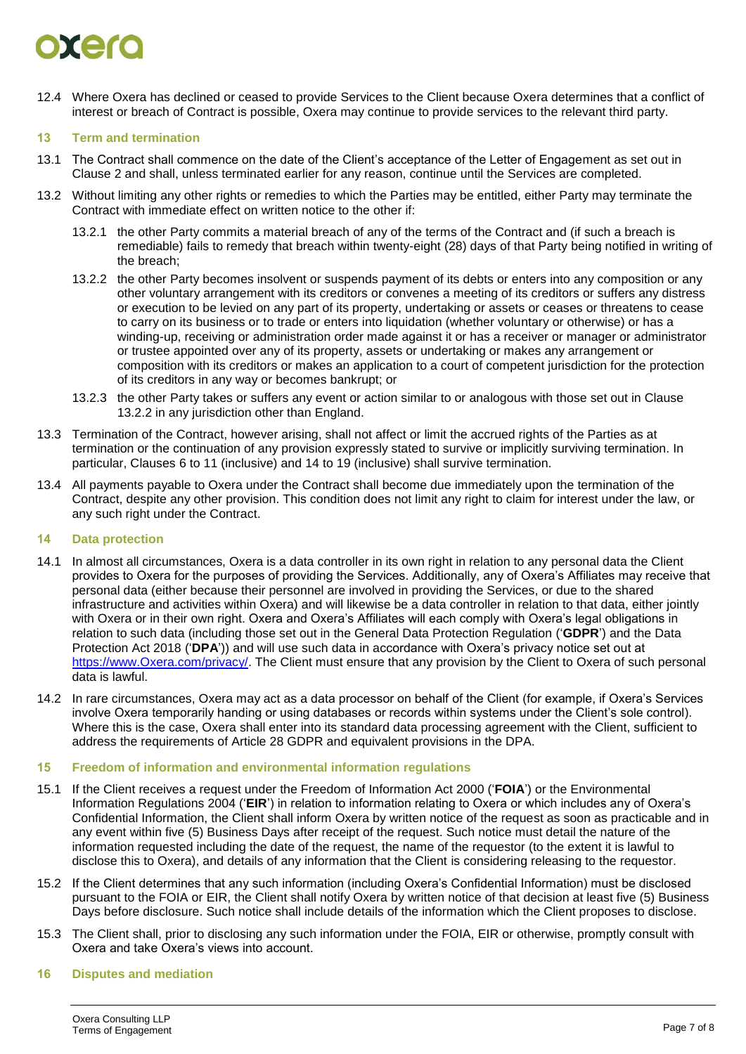12.4 Where Oxera has declined or ceased to provide Services to the Client because Oxera determines that a conflict of interest or breach of Contract is possible, Oxera may continue to provide services to the relevant third party.

## 13 Term and termination

13.1 The Contract shall commence on the date of the Client's acceptance of the Letter of Engagement as set out in Clause 2 and shall, unless terminated earlier for any reason, continue until the Services are completed.

13.2 Without limiting any other rights or remedies to which the Parties may be entitled, either Party may terminate the Contract with immediate effect on written notice to the other if:

13.2.1 the other Party commits a material breach of any of the terms of the Contract and (if such a breach is remediable) fails to remedy that breach within twenty-eight (28) days of that Party being notified in writing of the breach;

13.2.2 the other Party becomes insolvent or suspends payment of its debts or enters into any composition or any other voluntary arrangement with its creditors or convenes a meeting of its creditors or suffers any distress or execution to be levied on any part of its property, undertaking or assets or ceases or threatens to cease to carry on its business or to trade or enters into liquidation (whether voluntary or otherwise) or has a winding-up, receiving or administration order made against it or has a receiver or manager or administrator or trustee appointed over any of its property, assets or undertaking or makes any arrangement or composition with its creditors or makes an application to a court of competent jurisdiction for the protection of its creditors in any way or becomes bankrupt; or

13.2.3 the other Party takes or suffers any event or action similar to or analogous with those set out in Clause 13.2.2 in any jurisdiction other than England.

13.3 Termination of the Contract, however arising, shall not affect or limit the accrued rights of the Parties as at termination or the continuation of any provision expressly stated to survive or implicitly surviving termination. In particular, Clauses 6 to 11 (inclusive) and 14 to 19 (inclusive) shall survive termination.

13.4 All payments payable to Oxera under the Contract shall become due immediately upon the termination of the Contract, despite any other provision. This condition does not limit any right to claim for interest under the law, or any such right under the Contract.

## 14 Data protection

14.1 In almost all circumstances, Oxera is a data controller in its own right in relation to any personal data the Client provides to Oxera for the purposes of providing the Services. Additionally, any of Oxera's Affiliates may receive that personal data (either because their personnel are involved in providing the Services, or due to the shared infrastructure and activities within Oxera) and will likewise be a data controller in relation to that data, either jointly with Oxera or in their own right. Oxera and Oxera's Affiliates will each comply with Oxera's legal obligations in relation to such data (including those set out in the General Data Protection Regulation ('**GDPR**') and the Data Protection Act 2018 ('**DPA**')) and will use such data in accordance with Oxera's privacy notice set out at https://www.Oxera.com/privacy/. The Client must ensure that any provision by the Client to Oxera of such personal data is lawful.

14.2 In rare circumstances, Oxera may act as a data processor on behalf of the Client (for example, if Oxera's Services involve Oxera temporarily handing or using databases or records within systems under the Client's sole control). Where this is the case, Oxera shall enter into its standard data processing agreement with the Client, sufficient to address the requirements of Article 28 GDPR and equivalent provisions in the DPA.

## 15 Freedom of information and environmental information regulations

15.1 If the Client receives a request under the Freedom of Information Act 2000 ('**FOIA**') or the Environmental Information Regulations 2004 ('**EIR**') in relation to information relating to Oxera or which includes any of Oxera's Confidential Information, the Client shall inform Oxera by written notice of the request as soon as practicable and in any event within five (5) Business Days after receipt of the request. Such notice must detail the nature of the information requested including the date of the request, the name of the requestor (to the extent it is lawful to disclose this to Oxera), and details of any information that the Client is considering releasing to the requestor.

15.2 If the Client determines that any such information (including Oxera's Confidential Information) must be disclosed pursuant to the FOIA or EIR, the Client shall notify Oxera by written notice of that decision at least five (5) Business Days before disclosure. Such notice shall include details of the information which the Client proposes to disclose.

15.3 The Client shall, prior to disclosing any such information under the FOIA, EIR or otherwise, promptly consult with Oxera and take Oxera's views into account.

## 16 Disputes and mediation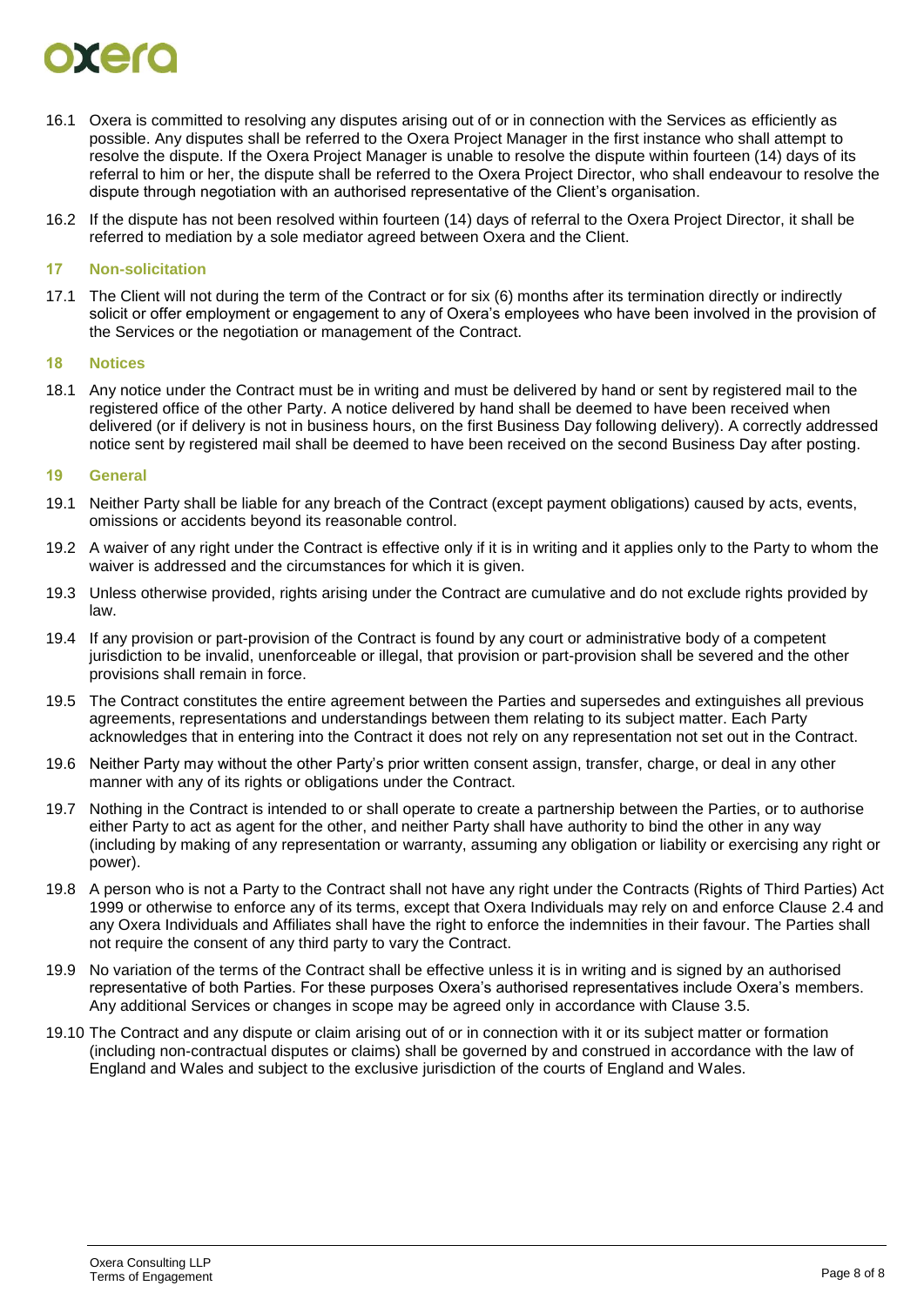16.1 Oxera is committed to resolving any disputes arising out of or in connection with the Services as efficiently as possible. Any disputes shall be referred to the Oxera Project Manager in the first instance who shall attempt to resolve the dispute. If the Oxera Project Manager is unable to resolve the dispute within fourteen (14) days of its referral to him or her, the dispute shall be referred to the Oxera Project Director, who shall endeavour to resolve the dispute through negotiation with an authorised representative of the Client's organisation.

16.2 If the dispute has not been resolved within fourteen (14) days of referral to the Oxera Project Director, it shall be referred to mediation by a sole mediator agreed between Oxera and the Client.

### 17 Non-solicitation

17.1 The Client will not during the term of the Contract or for six (6) months after its termination directly or indirectly solicit or offer employment or engagement to any of Oxera's employees who have been involved in the provision of the Services or the negotiation or management of the Contract.

### 18 Notices

18.1 Any notice under the Contract must be in writing and must be delivered by hand or sent by registered mail to the registered office of the other Party. A notice delivered by hand shall be deemed to have been received when delivered (or if delivery is not in business hours, on the first Business Day following delivery). A correctly addressed notice sent by registered mail shall be deemed to have been received on the second Business Day after posting.

### 19 General

19.1 Neither Party shall be liable for any breach of the Contract (except payment obligations) caused by acts, events, omissions or accidents beyond its reasonable control.

19.2 A waiver of any right under the Contract is effective only if it is in writing and it applies only to the Party to whom the waiver is addressed and the circumstances for which it is given.

19.3 Unless otherwise provided, rights arising under the Contract are cumulative and do not exclude rights provided by law.

19.4 If any provision or part-provision of the Contract is found by any court or administrative body of a competent jurisdiction to be invalid, unenforceable or illegal, that provision or part-provision shall be severed and the other provisions shall remain in force.

19.5 The Contract constitutes the entire agreement between the Parties and supersedes and extinguishes all previous agreements, representations and understandings between them relating to its subject matter. Each Party acknowledges that in entering into the Contract it does not rely on any representation not set out in the Contract.

19.6 Neither Party may without the other Party's prior written consent assign, transfer, charge, or deal in any other manner with any of its rights or obligations under the Contract.

19.7 Nothing in the Contract is intended to or shall operate to create a partnership between the Parties, or to authorise either Party to act as agent for the other, and neither Party shall have authority to bind the other in any way (including by making of any representation or warranty, assuming any obligation or liability or exercising any right or power).

19.8 A person who is not a Party to the Contract shall not have any right under the Contracts (Rights of Third Parties) Act 1999 or otherwise to enforce any of its terms, except that Oxera Individuals may rely on and enforce Clause 2.4 and any Oxera Individuals and Affiliates shall have the right to enforce the indemnities in their favour. The Parties shall not require the consent of any third party to vary the Contract.

19.9 No variation of the terms of the Contract shall be effective unless it is in writing and is signed by an authorised representative of both Parties. For these purposes Oxera's authorised representatives include Oxera's members. Any additional Services or changes in scope may be agreed only in accordance with Clause 3.5.

19.10 The Contract and any dispute or claim arising out of or in connection with it or its subject matter or formation (including non-contractual disputes or claims) shall be governed by and construed in accordance with the law of England and Wales and subject to the exclusive jurisdiction of the courts of England and Wales.